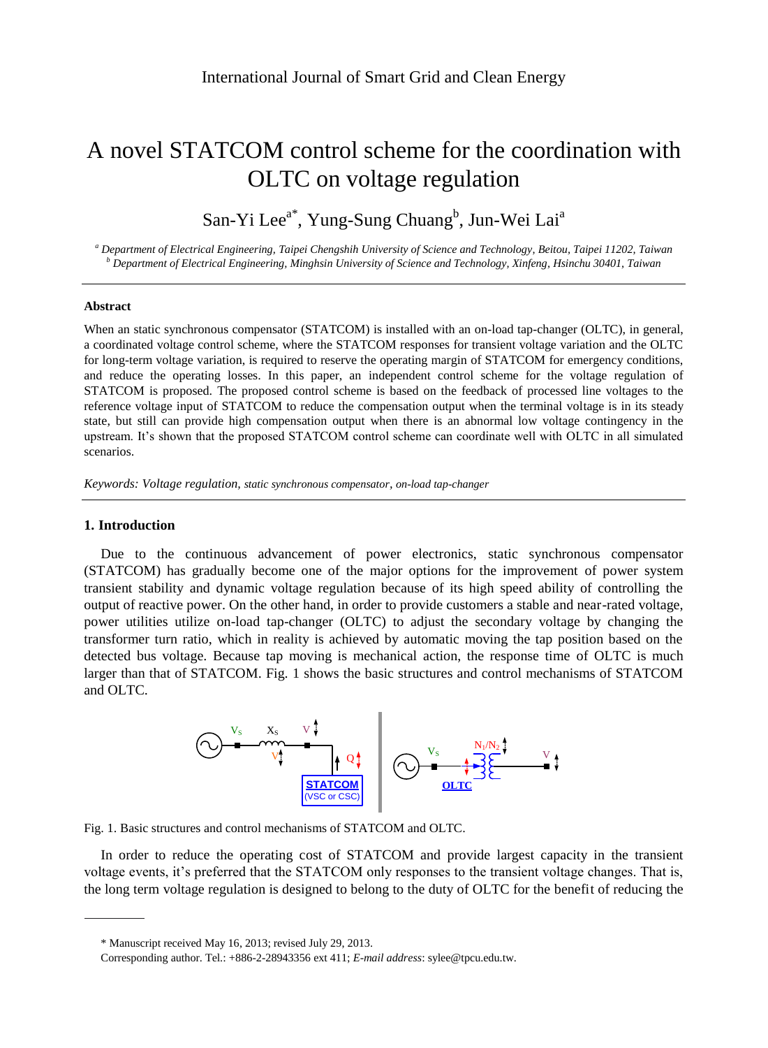International Journal of Smart Grid and Clean Energy

# A novel STATCOM control scheme for the coordination with OLTC on voltage regulation

San-Yi Lee[a*], Yung-Sung Chuang[b], Jun-Wei Lai[a]

[a] *Department of Electrical Engineering, Taipei Chengshih University of Science and Technology, Beitou, Taipei 11202, Taiwan*
[b] *Department of Electrical Engineering, Minghsin University of Science and Technology, Xinfeng, Hsinchu 30401, Taiwan*

---

### Abstract

When an static synchronous compensator (STATCOM) is installed with an on-load tap-changer (OLTC), in general, a coordinated voltage control scheme, where the STATCOM responses for transient voltage variation and the OLTC for long-term voltage variation, is required to reserve the operating margin of STATCOM for emergency conditions, and reduce the operating losses. In this paper, an independent control scheme for the voltage regulation of STATCOM is proposed. The proposed control scheme is based on the feedback of processed line voltages to the reference voltage input of STATCOM to reduce the compensation output when the terminal voltage is in its steady state, but still can provide high compensation output when there is an abnormal low voltage contingency in the upstream. It's shown that the proposed STATCOM control scheme can coordinate well with OLTC in all simulated scenarios.

*Keywords: Voltage regulation, static synchronous compensator, on-load tap-changer*

---

## 1. Introduction

Due to the continuous advancement of power electronics, static synchronous compensator (STATCOM) has gradually become one of the major options for the improvement of power system transient stability and dynamic voltage regulation because of its high speed ability of controlling the output of reactive power. On the other hand, in order to provide customers a stable and near-rated voltage, power utilities utilize on-load tap-changer (OLTC) to adjust the secondary voltage by changing the transformer turn ratio, which in reality is achieved by automatic moving the tap position based on the detected bus voltage. Because tap moving is mechanical action, the response time of OLTC is much larger than that of STATCOM. Fig. 1 shows the basic structures and control mechanisms of STATCOM and OLTC.

Fig. 1. Basic structures and control mechanisms of STATCOM and OLTC.

In order to reduce the operating cost of STATCOM and provide largest capacity in the transient voltage events, it's preferred that the STATCOM only responses to the transient voltage changes. That is, the long term voltage regulation is designed to belong to the duty of OLTC for the benefit of reducing the

---

\* Manuscript received May 16, 2013; revised July 29, 2013.

Corresponding author. Tel.: +886-2-28943356 ext 411; *E-mail address*: sylee@tpcu.edu.tw.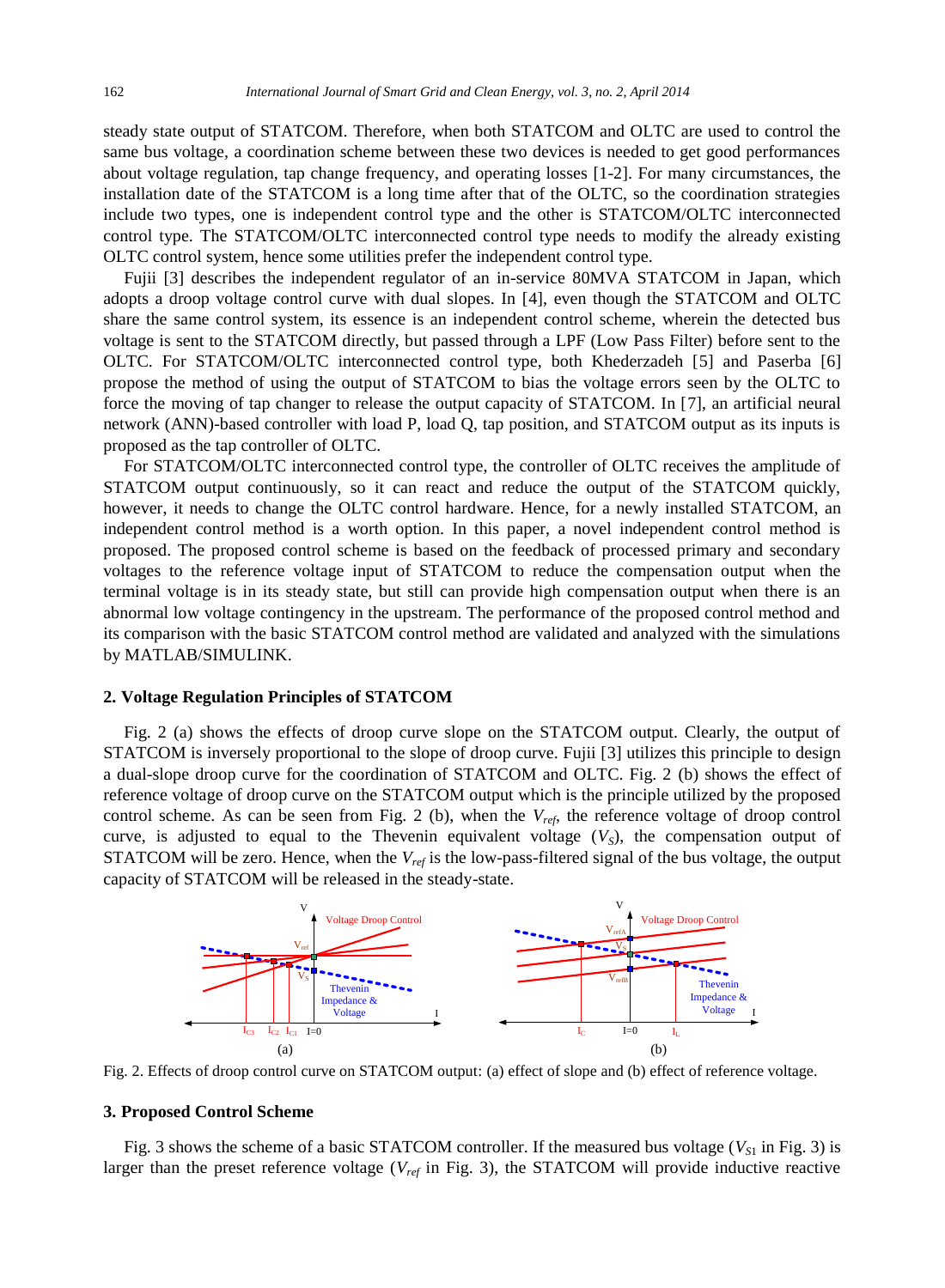steady state output of STATCOM. Therefore, when both STATCOM and OLTC are used to control the same bus voltage, a coordination scheme between these two devices is needed to get good performances about voltage regulation, tap change frequency, and operating losses [1-2]. For many circumstances, the installation date of the STATCOM is a long time after that of the OLTC, so the coordination strategies include two types, one is independent control type and the other is STATCOM/OLTC interconnected control type. The STATCOM/OLTC interconnected control type needs to modify the already existing OLTC control system, hence some utilities prefer the independent control type.

Fujii [3] describes the independent regulator of an in-service 80MVA STATCOM in Japan, which adopts a droop voltage control curve with dual slopes. In [4], even though the STATCOM and OLTC share the same control system, its essence is an independent control scheme, wherein the detected bus voltage is sent to the STATCOM directly, but passed through a LPF (Low Pass Filter) before sent to the OLTC. For STATCOM/OLTC interconnected control type, both Khederzadeh [5] and Paserba [6] propose the method of using the output of STATCOM to bias the voltage errors seen by the OLTC to force the moving of tap changer to release the output capacity of STATCOM. In [7], an artificial neural network (ANN)-based controller with load P, load Q, tap position, and STATCOM output as its inputs is proposed as the tap controller of OLTC.

For STATCOM/OLTC interconnected control type, the controller of OLTC receives the amplitude of STATCOM output continuously, so it can react and reduce the output of the STATCOM quickly, however, it needs to change the OLTC control hardware. Hence, for a newly installed STATCOM, an independent control method is a worth option. In this paper, a novel independent control method is proposed. The proposed control scheme is based on the feedback of processed primary and secondary voltages to the reference voltage input of STATCOM to reduce the compensation output when the terminal voltage is in its steady state, but still can provide high compensation output when there is an abnormal low voltage contingency in the upstream. The performance of the proposed control method and its comparison with the basic STATCOM control method are validated and analyzed with the simulations by MATLAB/SIMULINK.

## 2. Voltage Regulation Principles of STATCOM

Fig. 2 (a) shows the effects of droop curve slope on the STATCOM output. Clearly, the output of STATCOM is inversely proportional to the slope of droop curve. Fujii [3] utilizes this principle to design a dual-slope droop curve for the coordination of STATCOM and OLTC. Fig. 2 (b) shows the effect of reference voltage of droop curve on the STATCOM output which is the principle utilized by the proposed control scheme. As can be seen from Fig. 2 (b), when the $V_{ref}$, the reference voltage of droop control curve, is adjusted to equal to the Thevenin equivalent voltage ($V_S$), the compensation output of STATCOM will be zero. Hence, when the $V_{ref}$ is the low-pass-filtered signal of the bus voltage, the output capacity of STATCOM will be released in the steady-state.

Fig. 2. Effects of droop control curve on STATCOM output: (a) effect of slope and (b) effect of reference voltage.

## 3. Proposed Control Scheme

Fig. 3 shows the scheme of a basic STATCOM controller. If the measured bus voltage ($V_{S1}$ in Fig. 3) is larger than the preset reference voltage ($V_{ref}$ in Fig. 3), the STATCOM will provide inductive reactive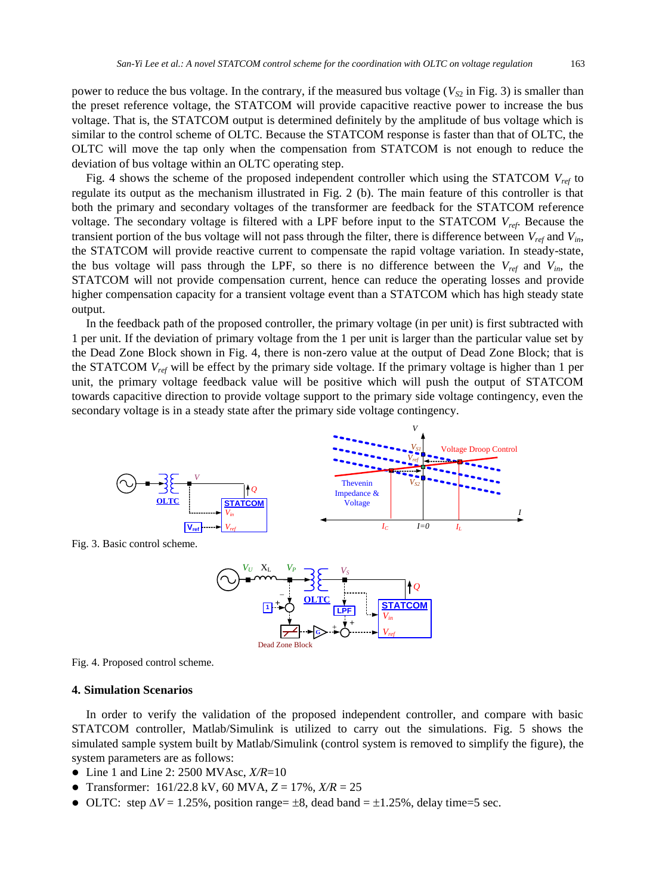power to reduce the bus voltage. In the contrary, if the measured bus voltage ($V_{S2}$ in Fig. 3) is smaller than the preset reference voltage, the STATCOM will provide capacitive reactive power to increase the bus voltage. That is, the STATCOM output is determined definitely by the amplitude of bus voltage which is similar to the control scheme of OLTC. Because the STATCOM response is faster than that of OLTC, the OLTC will move the tap only when the compensation from STATCOM is not enough to reduce the deviation of bus voltage within an OLTC operating step.

Fig. 4 shows the scheme of the proposed independent controller which using the STATCOM $V_{ref}$ to regulate its output as the mechanism illustrated in Fig. 2 (b). The main feature of this controller is that both the primary and secondary voltages of the transformer are feedback for the STATCOM reference voltage. The secondary voltage is filtered with a LPF before input to the STATCOM $V_{ref}$. Because the transient portion of the bus voltage will not pass through the filter, there is difference between $V_{ref}$ and $V_{in}$, the STATCOM will provide reactive current to compensate the rapid voltage variation. In steady-state, the bus voltage will pass through the LPF, so there is no difference between the $V_{ref}$ and $V_{in}$, the STATCOM will not provide compensation current, hence can reduce the operating losses and provide higher compensation capacity for a transient voltage event than a STATCOM which has high steady state output.

In the feedback path of the proposed controller, the primary voltage (in per unit) is first subtracted with 1 per unit. If the deviation of primary voltage from the 1 per unit is larger than the particular value set by the Dead Zone Block shown in Fig. 4, there is non-zero value at the output of Dead Zone Block; that is the STATCOM $V_{ref}$ will be effect by the primary side voltage. If the primary voltage is higher than 1 per unit, the primary voltage feedback value will be positive which will push the output of STATCOM towards capacitive direction to provide voltage support to the primary side voltage contingency, even the secondary voltage is in a steady state after the primary side voltage contingency.

Fig. 3. Basic control scheme.

Fig. 4. Proposed control scheme.

### 4. Simulation Scenarios

In order to verify the validation of the proposed independent controller, and compare with basic STATCOM controller, Matlab/Simulink is utilized to carry out the simulations. Fig. 5 shows the simulated sample system built by Matlab/Simulink (control system is removed to simplify the figure), the system parameters are as follows:

- Line 1 and Line 2: 2500 MVAsc, $X/R$=10
- Transformer: 161/22.8 kV, 60 MVA, $Z$ = 17%, $X/R$ = 25
- OLTC: step $\Delta V$ = 1.25%, position range= ±8, dead band = ±1.25%, delay time=5 sec.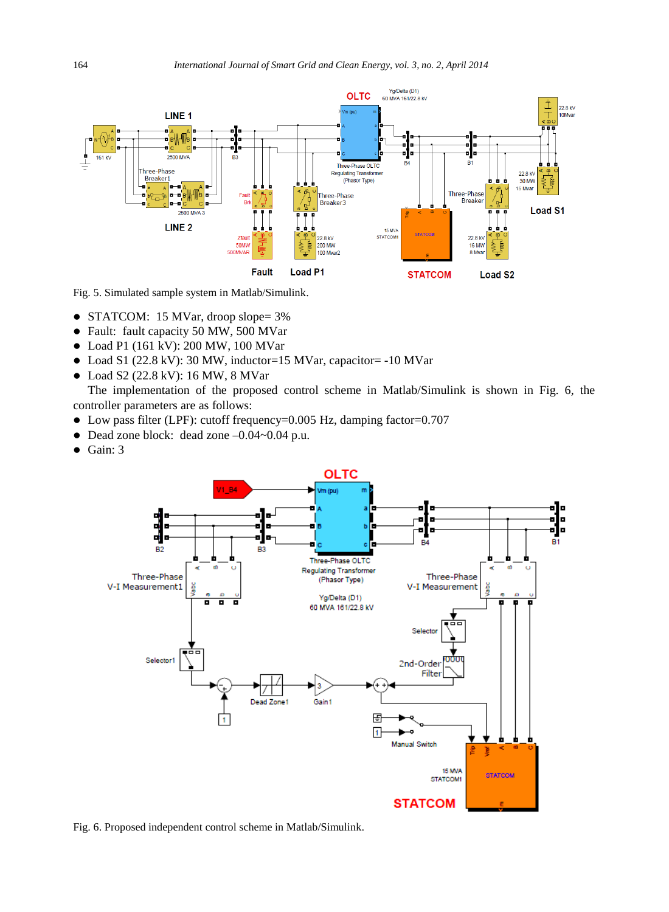Fig. 5. Simulated sample system in Matlab/Simulink.

- STATCOM: 15 MVar, droop slope= 3%
- Fault: fault capacity 50 MW, 500 MVar
- Load P1 (161 kV): 200 MW, 100 MVar
- Load S1 (22.8 kV): 30 MW, inductor=15 MVar, capacitor= -10 MVar
- Load S2 (22.8 kV): 16 MW, 8 MVar

The implementation of the proposed control scheme in Matlab/Simulink is shown in Fig. 6, the controller parameters are as follows:

- Low pass filter (LPF): cutoff frequency=0.005 Hz, damping factor=0.707
- Dead zone block: dead zone –0.04~0.04 p.u.
- Gain: 3

Fig. 6. Proposed independent control scheme in Matlab/Simulink.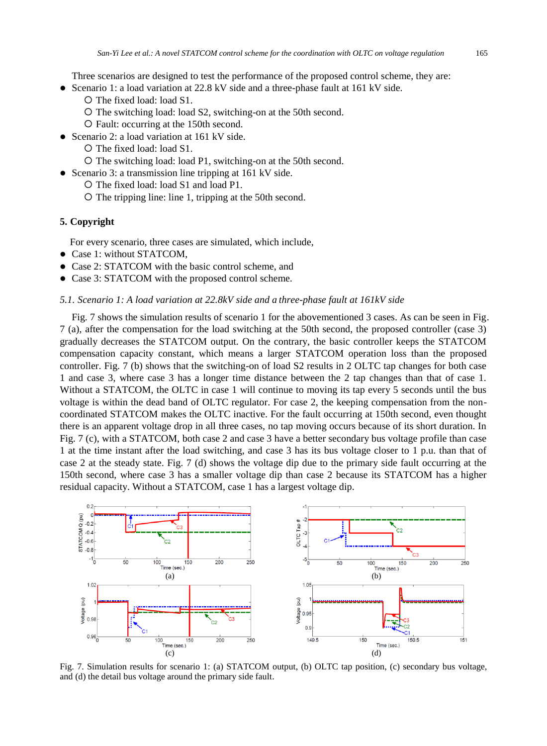Three scenarios are designed to test the performance of the proposed control scheme, they are:

- Scenario 1: a load variation at 22.8 kV side and a three-phase fault at 161 kV side.
  - The fixed load: load S1.
  - The switching load: load S2, switching-on at the 50th second.
  - Fault: occurring at the 150th second.
- Scenario 2: a load variation at 161 kV side.
  - The fixed load: load S1.
  - The switching load: load P1, switching-on at the 50th second.
- Scenario 3: a transmission line tripping at 161 kV side.
  - The fixed load: load S1 and load P1.
  - The tripping line: line 1, tripping at the 50th second.

## 5. Copyright

For every scenario, three cases are simulated, which include,

- Case 1: without STATCOM,
- Case 2: STATCOM with the basic control scheme, and
- Case 3: STATCOM with the proposed control scheme.

### *5.1. Scenario 1: A load variation at 22.8kV side and a three-phase fault at 161kV side*

Fig. 7 shows the simulation results of scenario 1 for the abovementioned 3 cases. As can be seen in Fig. 7 (a), after the compensation for the load switching at the 50th second, the proposed controller (case 3) gradually decreases the STATCOM output. On the contrary, the basic controller keeps the STATCOM compensation capacity constant, which means a larger STATCOM operation loss than the proposed controller. Fig. 7 (b) shows that the switching-on of load S2 results in 2 OLTC tap changes for both case 1 and case 3, where case 3 has a longer time distance between the 2 tap changes than that of case 1. Without a STATCOM, the OLTC in case 1 will continue to moving its tap every 5 seconds until the bus voltage is within the dead band of OLTC regulator. For case 2, the keeping compensation from the non-coordinated STATCOM makes the OLTC inactive. For the fault occurring at 150th second, even thought there is an apparent voltage drop in all three cases, no tap moving occurs because of its short duration. In Fig. 7 (c), with a STATCOM, both case 2 and case 3 have a better secondary bus voltage profile than case 1 at the time instant after the load switching, and case 3 has its bus voltage closer to 1 p.u. than that of case 2 at the steady state. Fig. 7 (d) shows the voltage dip due to the primary side fault occurring at the 150th second, where case 3 has a smaller voltage dip than case 2 because its STATCOM has a higher residual capacity. Without a STATCOM, case 1 has a largest voltage dip.

Fig. 7. Simulation results for scenario 1: (a) STATCOM output, (b) OLTC tap position, (c) secondary bus voltage, and (d) the detail bus voltage around the primary side fault.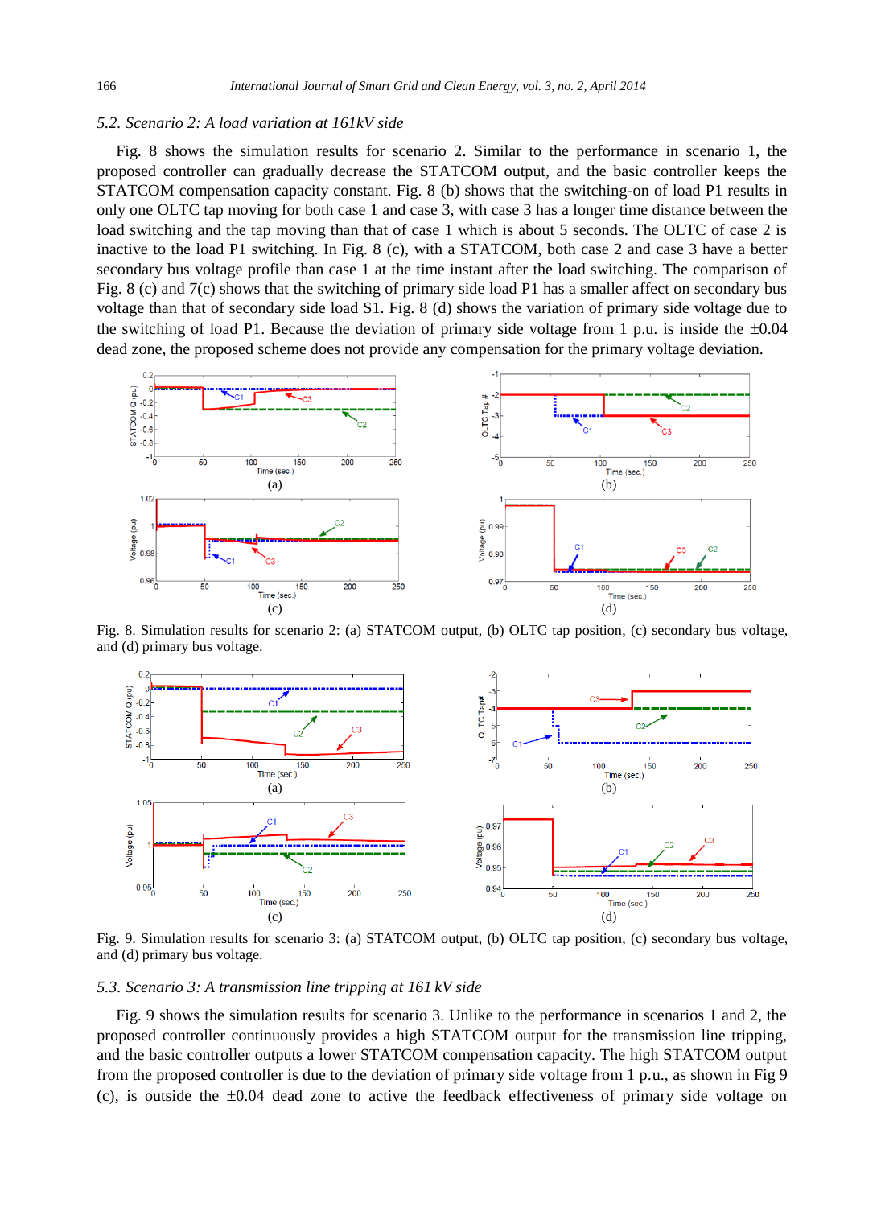### 5.2. Scenario 2: A load variation at 161kV side

Fig. 8 shows the simulation results for scenario 2. Similar to the performance in scenario 1, the proposed controller can gradually decrease the STATCOM output, and the basic controller keeps the STATCOM compensation capacity constant. Fig. 8 (b) shows that the switching-on of load P1 results in only one OLTC tap moving for both case 1 and case 3, with case 3 has a longer time distance between the load switching and the tap moving than that of case 1 which is about 5 seconds. The OLTC of case 2 is inactive to the load P1 switching. In Fig. 8 (c), with a STATCOM, both case 2 and case 3 have a better secondary bus voltage profile than case 1 at the time instant after the load switching. The comparison of Fig. 8 (c) and 7(c) shows that the switching of primary side load P1 has a smaller affect on secondary bus voltage than that of secondary side load S1. Fig. 8 (d) shows the variation of primary side voltage due to the switching of load P1. Because the deviation of primary side voltage from 1 p.u. is inside the ±0.04 dead zone, the proposed scheme does not provide any compensation for the primary voltage deviation.

Fig. 8. Simulation results for scenario 2: (a) STATCOM output, (b) OLTC tap position, (c) secondary bus voltage, and (d) primary bus voltage.

Fig. 9. Simulation results for scenario 3: (a) STATCOM output, (b) OLTC tap position, (c) secondary bus voltage, and (d) primary bus voltage.

### 5.3. Scenario 3: A transmission line tripping at 161 kV side

Fig. 9 shows the simulation results for scenario 3. Unlike to the performance in scenarios 1 and 2, the proposed controller continuously provides a high STATCOM output for the transmission line tripping, and the basic controller outputs a lower STATCOM compensation capacity. The high STATCOM output from the proposed controller is due to the deviation of primary side voltage from 1 p.u., as shown in Fig 9 (c), is outside the ±0.04 dead zone to active the feedback effectiveness of primary side voltage on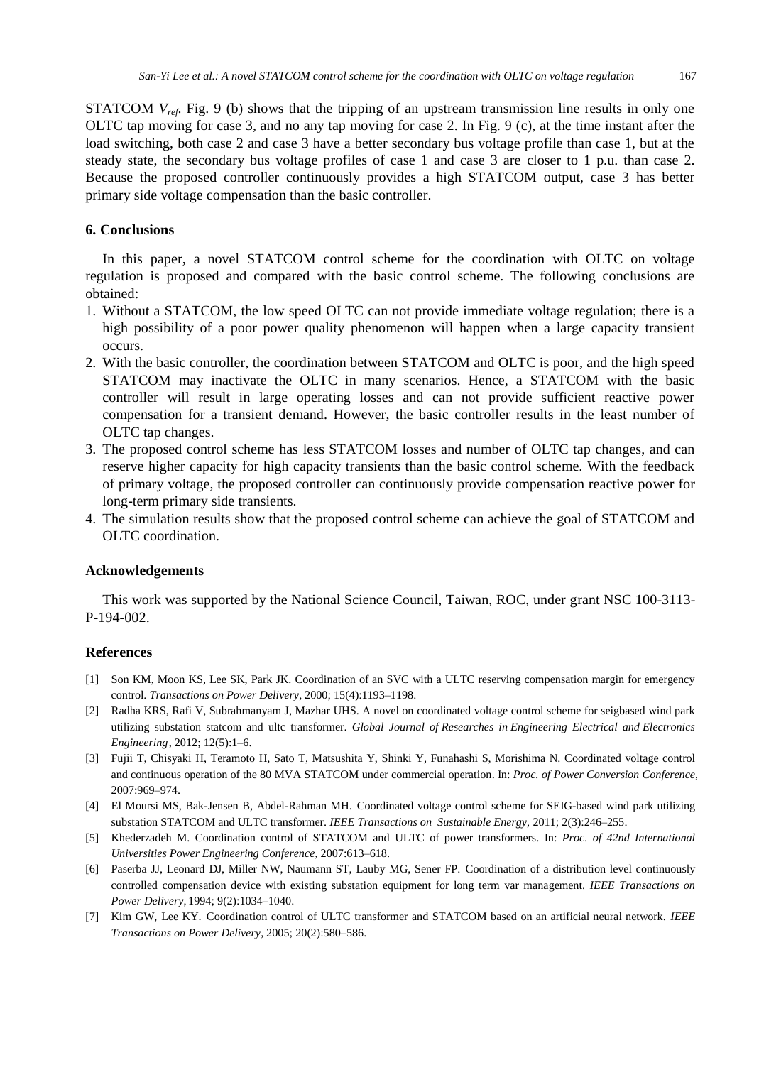STATCOM $V_{ref}$. Fig. 9 (b) shows that the tripping of an upstream transmission line results in only one OLTC tap moving for case 3, and no any tap moving for case 2. In Fig. 9 (c), at the time instant after the load switching, both case 2 and case 3 have a better secondary bus voltage profile than case 1, but at the steady state, the secondary bus voltage profiles of case 1 and case 3 are closer to 1 p.u. than case 2. Because the proposed controller continuously provides a high STATCOM output, case 3 has better primary side voltage compensation than the basic controller.

## 6. Conclusions

In this paper, a novel STATCOM control scheme for the coordination with OLTC on voltage regulation is proposed and compared with the basic control scheme. The following conclusions are obtained:

1. Without a STATCOM, the low speed OLTC can not provide immediate voltage regulation; there is a high possibility of a poor power quality phenomenon will happen when a large capacity transient occurs.
2. With the basic controller, the coordination between STATCOM and OLTC is poor, and the high speed STATCOM may inactivate the OLTC in many scenarios. Hence, a STATCOM with the basic controller will result in large operating losses and can not provide sufficient reactive power compensation for a transient demand. However, the basic controller results in the least number of OLTC tap changes.
3. The proposed control scheme has less STATCOM losses and number of OLTC tap changes, and can reserve higher capacity for high capacity transients than the basic control scheme. With the feedback of primary voltage, the proposed controller can continuously provide compensation reactive power for long-term primary side transients.
4. The simulation results show that the proposed control scheme can achieve the goal of STATCOM and OLTC coordination.

## Acknowledgements

This work was supported by the National Science Council, Taiwan, ROC, under grant NSC 100-3113-P-194-002.

## References

[1] Son KM, Moon KS, Lee SK, Park JK. Coordination of an SVC with a ULTC reserving compensation margin for emergency control. *Transactions on Power Delivery*, 2000; 15(4):1193–1198.

[2] Radha KRS, Rafi V, Subrahmanyam J, Mazhar UHS. A novel on coordinated voltage control scheme for seigbased wind park utilizing substation statcom and ultc transformer. *Global Journal of Researches in Engineering Electrical and Electronics Engineering*, 2012; 12(5):1–6.

[3] Fujii T, Chisyaki H, Teramoto H, Sato T, Matsushita Y, Shinki Y, Funahashi S, Morishima N. Coordinated voltage control and continuous operation of the 80 MVA STATCOM under commercial operation. In: *Proc. of Power Conversion Conference*, 2007:969–974.

[4] El Moursi MS, Bak-Jensen B, Abdel-Rahman MH. Coordinated voltage control scheme for SEIG-based wind park utilizing substation STATCOM and ULTC transformer. *IEEE Transactions on Sustainable Energy*, 2011; 2(3):246–255.

[5] Khederzadeh M. Coordination control of STATCOM and ULTC of power transformers. In: *Proc. of 42nd International Universities Power Engineering Conference*, 2007:613–618.

[6] Paserba JJ, Leonard DJ, Miller NW, Naumann ST, Lauby MG, Sener FP. Coordination of a distribution level continuously controlled compensation device with existing substation equipment for long term var management. *IEEE Transactions on Power Delivery*, 1994; 9(2):1034–1040.

[7] Kim GW, Lee KY. Coordination control of ULTC transformer and STATCOM based on an artificial neural network. *IEEE Transactions on Power Delivery*, 2005; 20(2):580–586.